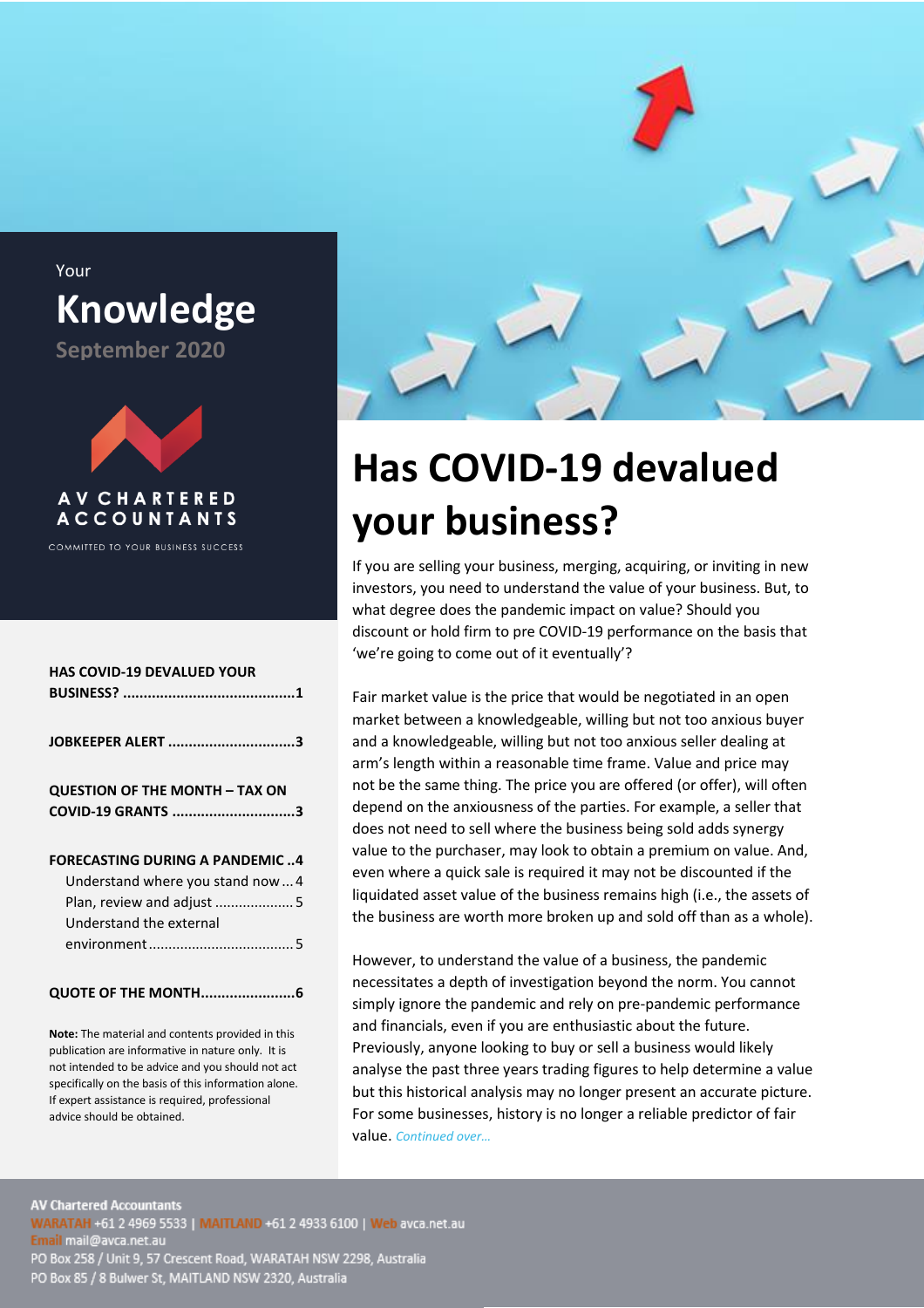Your

# Knowledge

September 2020

AV CHARTERED ACCOUNTANTS

COMMITTED TO YOUR BUSINESS SUCCESS

**HAS COVID-19 DEVALUED YOUR BUSINESS? ....................................1**

**JOBKEEPER ALERT ..............................3**

**QUESTION OF THE MONTH – TAX ON COVID-19 GRANTS .............................3**

**FORECASTING DURING A PANDEMIC ..4**

- Understand where you stand now ... 4
- Plan, review and adjust .................... 5
- Understand the external environment .................................... 5

**QUOTE OF THE MONTH.......................6**

**Note:** The material and contents provided in this publication are informative in nature only. It is not intended to be advice and you should not act specifically on the basis of this information alone. If expert assistance is required, professional advice should be obtained.

# Has COVID-19 devalued your business?

If you are selling your business, merging, acquiring, or inviting in new investors, you need to understand the value of your business. But, to what degree does the pandemic impact on value? Should you discount or hold firm to pre COVID-19 performance on the basis that 'we're going to come out of it eventually'?

Fair market value is the price that would be negotiated in an open market between a knowledgeable, willing but not too anxious buyer and a knowledgeable, willing but not too anxious seller dealing at arm's length within a reasonable time frame. Value and price may not be the same thing. The price you are offered (or offer), will often depend on the anxiousness of the parties. For example, a seller that does not need to sell where the business being sold adds synergy value to the purchaser, may look to obtain a premium on value. And, even where a quick sale is required it may not be discounted if the liquidated asset value of the business remains high (i.e., the assets of the business are worth more broken up and sold off than as a whole).

However, to understand the value of a business, the pandemic necessitates a depth of investigation beyond the norm. You cannot simply ignore the pandemic and rely on pre-pandemic performance and financials, even if you are enthusiastic about the future. Previously, anyone looking to buy or sell a business would likely analyse the past three years trading figures to help determine a value but this historical analysis may no longer present an accurate picture. For some businesses, history is no longer a reliable predictor of fair value. *Continued over…*

**AV Chartered Accountants**
WARATAH +61 2 4969 5533 | MAITLAND +61 2 4933 6100 | Web avca.net.au
Email mail@avca.net.au
PO Box 258 / Unit 9, 57 Crescent Road, WARATAH NSW 2298, Australia
PO Box 85 / 8 Bulwer St, MAITLAND NSW 2320, Australia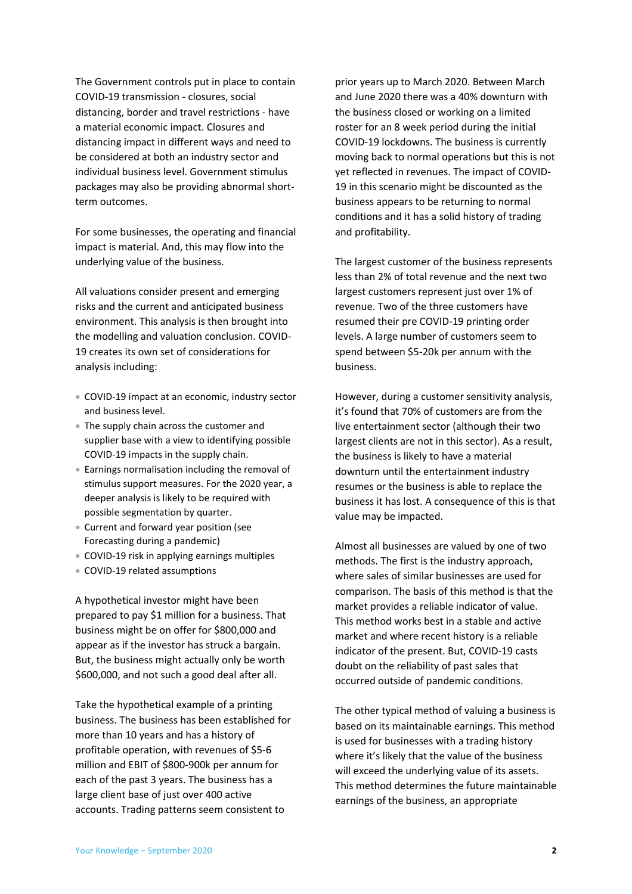The Government controls put in place to contain COVID-19 transmission - closures, social distancing, border and travel restrictions - have a material economic impact. Closures and distancing impact in different ways and need to be considered at both an industry sector and individual business level. Government stimulus packages may also be providing abnormal short-term outcomes.

For some businesses, the operating and financial impact is material. And, this may flow into the underlying value of the business.

All valuations consider present and emerging risks and the current and anticipated business environment. This analysis is then brought into the modelling and valuation conclusion. COVID-19 creates its own set of considerations for analysis including:

- COVID-19 impact at an economic, industry sector and business level.
- The supply chain across the customer and supplier base with a view to identifying possible COVID-19 impacts in the supply chain.
- Earnings normalisation including the removal of stimulus support measures. For the 2020 year, a deeper analysis is likely to be required with possible segmentation by quarter.
- Current and forward year position (see Forecasting during a pandemic)
- COVID-19 risk in applying earnings multiples
- COVID-19 related assumptions

A hypothetical investor might have been prepared to pay $1 million for a business. That business might be on offer for $800,000 and appear as if the investor has struck a bargain. But, the business might actually only be worth $600,000, and not such a good deal after all.

Take the hypothetical example of a printing business. The business has been established for more than 10 years and has a history of profitable operation, with revenues of $5-6 million and EBIT of $800-900k per annum for each of the past 3 years. The business has a large client base of just over 400 active accounts. Trading patterns seem consistent to prior years up to March 2020. Between March and June 2020 there was a 40% downturn with the business closed or working on a limited roster for an 8 week period during the initial COVID-19 lockdowns. The business is currently moving back to normal operations but this is not yet reflected in revenues. The impact of COVID-19 in this scenario might be discounted as the business appears to be returning to normal conditions and it has a solid history of trading and profitability.

The largest customer of the business represents less than 2% of total revenue and the next two largest customers represent just over 1% of revenue. Two of the three customers have resumed their pre COVID-19 printing order levels. A large number of customers seem to spend between $5-20k per annum with the business.

However, during a customer sensitivity analysis, it's found that 70% of customers are from the live entertainment sector (although their two largest clients are not in this sector). As a result, the business is likely to have a material downturn until the entertainment industry resumes or the business is able to replace the business it has lost. A consequence of this is that value may be impacted.

Almost all businesses are valued by one of two methods. The first is the industry approach, where sales of similar businesses are used for comparison. The basis of this method is that the market provides a reliable indicator of value. This method works best in a stable and active market and where recent history is a reliable indicator of the present. But, COVID-19 casts doubt on the reliability of past sales that occurred outside of pandemic conditions.

The other typical method of valuing a business is based on its maintainable earnings. This method is used for businesses with a trading history where it's likely that the value of the business will exceed the underlying value of its assets. This method determines the future maintainable earnings of the business, an appropriate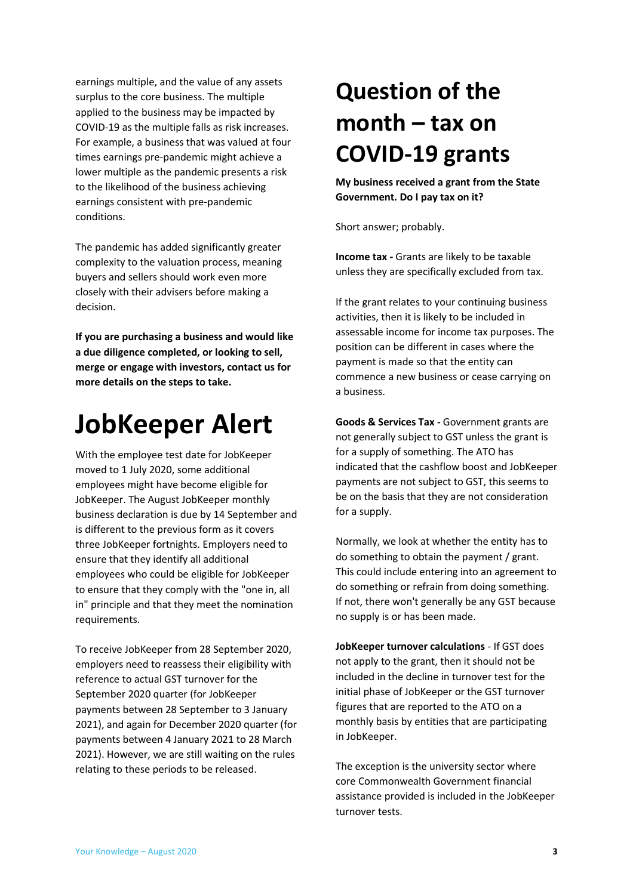earnings multiple, and the value of any assets surplus to the core business. The multiple applied to the business may be impacted by COVID-19 as the multiple falls as risk increases. For example, a business that was valued at four times earnings pre-pandemic might achieve a lower multiple as the pandemic presents a risk to the likelihood of the business achieving earnings consistent with pre-pandemic conditions.

The pandemic has added significantly greater complexity to the valuation process, meaning buyers and sellers should work even more closely with their advisers before making a decision.

**If you are purchasing a business and would like a due diligence completed, or looking to sell, merge or engage with investors, contact us for more details on the steps to take.**

# JobKeeper Alert

With the employee test date for JobKeeper moved to 1 July 2020, some additional employees might have become eligible for JobKeeper. The August JobKeeper monthly business declaration is due by 14 September and is different to the previous form as it covers three JobKeeper fortnights. Employers need to ensure that they identify all additional employees who could be eligible for JobKeeper to ensure that they comply with the "one in, all in" principle and that they meet the nomination requirements.

To receive JobKeeper from 28 September 2020, employers need to reassess their eligibility with reference to actual GST turnover for the September 2020 quarter (for JobKeeper payments between 28 September to 3 January 2021), and again for December 2020 quarter (for payments between 4 January 2021 to 28 March 2021). However, we are still waiting on the rules relating to these periods to be released.

# Question of the month – tax on COVID-19 grants

**My business received a grant from the State Government. Do I pay tax on it?**

Short answer; probably.

**Income tax -** Grants are likely to be taxable unless they are specifically excluded from tax.

If the grant relates to your continuing business activities, then it is likely to be included in assessable income for income tax purposes. The position can be different in cases where the payment is made so that the entity can commence a new business or cease carrying on a business.

**Goods & Services Tax -** Government grants are not generally subject to GST unless the grant is for a supply of something. The ATO has indicated that the cashflow boost and JobKeeper payments are not subject to GST, this seems to be on the basis that they are not consideration for a supply.

Normally, we look at whether the entity has to do something to obtain the payment / grant. This could include entering into an agreement to do something or refrain from doing something. If not, there won't generally be any GST because no supply is or has been made.

**JobKeeper turnover calculations** - If GST does not apply to the grant, then it should not be included in the decline in turnover test for the initial phase of JobKeeper or the GST turnover figures that are reported to the ATO on a monthly basis by entities that are participating in JobKeeper.

The exception is the university sector where core Commonwealth Government financial assistance provided is included in the JobKeeper turnover tests.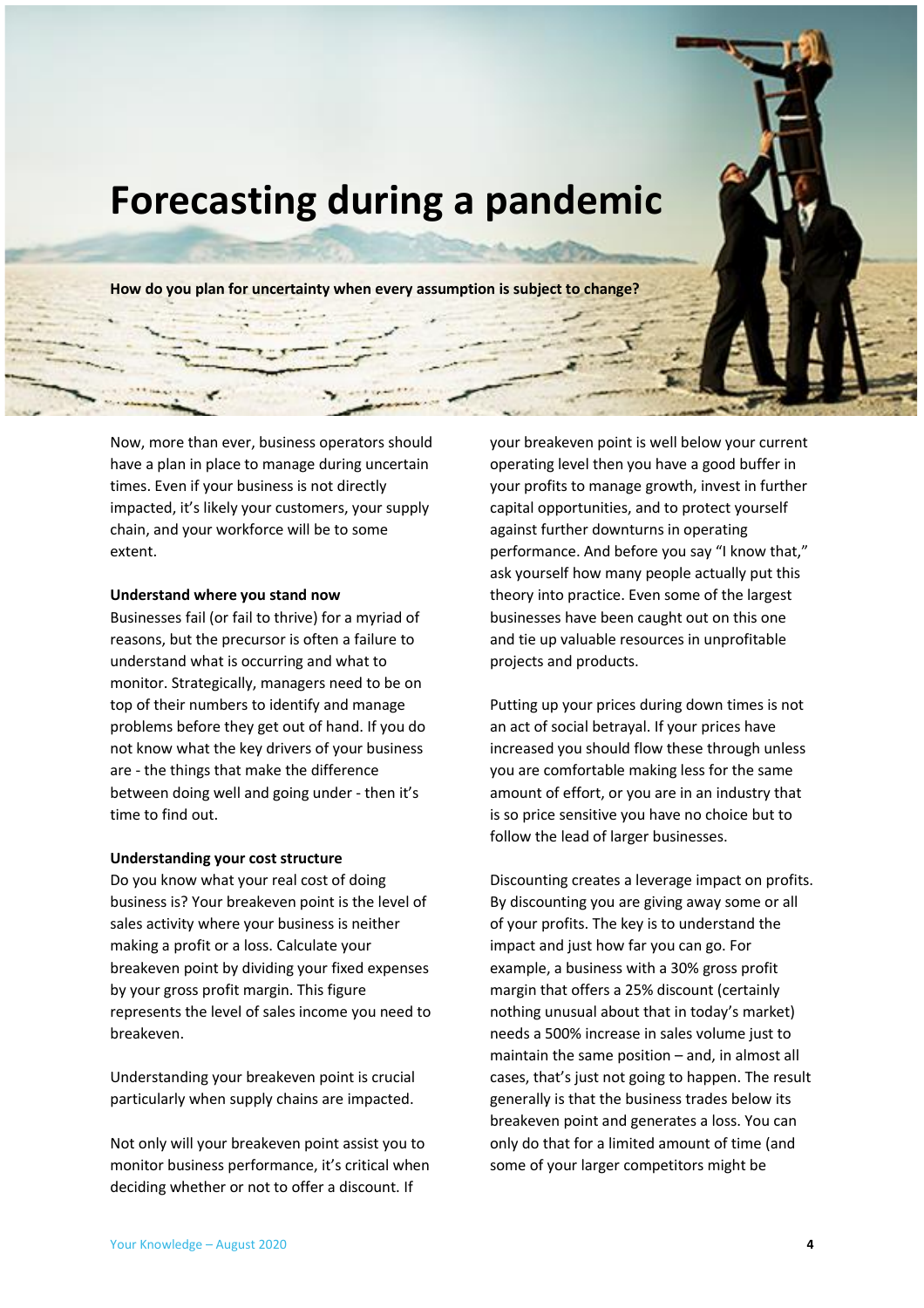# Forecasting during a pandemic

**How do you plan for uncertainty when every assumption is subject to change?**

Now, more than ever, business operators should have a plan in place to manage during uncertain times. Even if your business is not directly impacted, it's likely your customers, your supply chain, and your workforce will be to some extent.

**Understand where you stand now**

Businesses fail (or fail to thrive) for a myriad of reasons, but the precursor is often a failure to understand what is occurring and what to monitor. Strategically, managers need to be on top of their numbers to identify and manage problems before they get out of hand. If you do not know what the key drivers of your business are - the things that make the difference between doing well and going under - then it's time to find out.

**Understanding your cost structure**

Do you know what your real cost of doing business is? Your breakeven point is the level of sales activity where your business is neither making a profit or a loss. Calculate your breakeven point by dividing your fixed expenses by your gross profit margin. This figure represents the level of sales income you need to breakeven.

Understanding your breakeven point is crucial particularly when supply chains are impacted.

Not only will your breakeven point assist you to monitor business performance, it's critical when deciding whether or not to offer a discount. If your breakeven point is well below your current operating level then you have a good buffer in your profits to manage growth, invest in further capital opportunities, and to protect yourself against further downturns in operating performance. And before you say "I know that," ask yourself how many people actually put this theory into practice. Even some of the largest businesses have been caught out on this one and tie up valuable resources in unprofitable projects and products.

Putting up your prices during down times is not an act of social betrayal. If your prices have increased you should flow these through unless you are comfortable making less for the same amount of effort, or you are in an industry that is so price sensitive you have no choice but to follow the lead of larger businesses.

Discounting creates a leverage impact on profits. By discounting you are giving away some or all of your profits. The key is to understand the impact and just how far you can go. For example, a business with a 30% gross profit margin that offers a 25% discount (certainly nothing unusual about that in today's market) needs a 500% increase in sales volume just to maintain the same position – and, in almost all cases, that's just not going to happen. The result generally is that the business trades below its breakeven point and generates a loss. You can only do that for a limited amount of time (and some of your larger competitors might be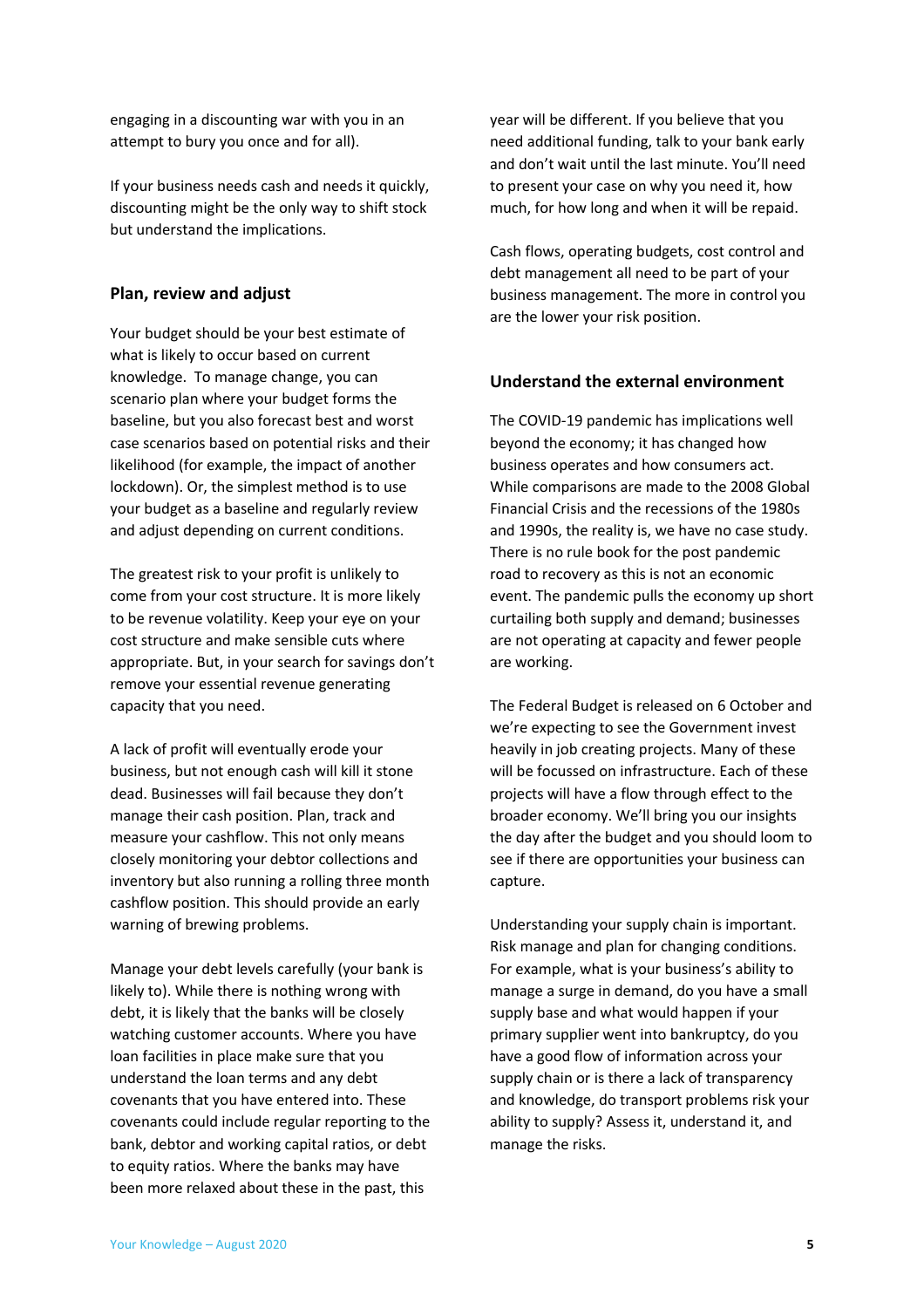engaging in a discounting war with you in an attempt to bury you once and for all).

If your business needs cash and needs it quickly, discounting might be the only way to shift stock but understand the implications.

## Plan, review and adjust

Your budget should be your best estimate of what is likely to occur based on current knowledge. To manage change, you can scenario plan where your budget forms the baseline, but you also forecast best and worst case scenarios based on potential risks and their likelihood (for example, the impact of another lockdown). Or, the simplest method is to use your budget as a baseline and regularly review and adjust depending on current conditions.

The greatest risk to your profit is unlikely to come from your cost structure. It is more likely to be revenue volatility. Keep your eye on your cost structure and make sensible cuts where appropriate. But, in your search for savings don't remove your essential revenue generating capacity that you need.

A lack of profit will eventually erode your business, but not enough cash will kill it stone dead. Businesses will fail because they don't manage their cash position. Plan, track and measure your cashflow. This not only means closely monitoring your debtor collections and inventory but also running a rolling three month cashflow position. This should provide an early warning of brewing problems.

Manage your debt levels carefully (your bank is likely to). While there is nothing wrong with debt, it is likely that the banks will be closely watching customer accounts. Where you have loan facilities in place make sure that you understand the loan terms and any debt covenants that you have entered into. These covenants could include regular reporting to the bank, debtor and working capital ratios, or debt to equity ratios. Where the banks may have been more relaxed about these in the past, this year will be different. If you believe that you need additional funding, talk to your bank early and don't wait until the last minute. You'll need to present your case on why you need it, how much, for how long and when it will be repaid.

Cash flows, operating budgets, cost control and debt management all need to be part of your business management. The more in control you are the lower your risk position.

## Understand the external environment

The COVID-19 pandemic has implications well beyond the economy; it has changed how business operates and how consumers act. While comparisons are made to the 2008 Global Financial Crisis and the recessions of the 1980s and 1990s, the reality is, we have no case study. There is no rule book for the post pandemic road to recovery as this is not an economic event. The pandemic pulls the economy up short curtailing both supply and demand; businesses are not operating at capacity and fewer people are working.

The Federal Budget is released on 6 October and we're expecting to see the Government invest heavily in job creating projects. Many of these will be focussed on infrastructure. Each of these projects will have a flow through effect to the broader economy. We'll bring you our insights the day after the budget and you should loom to see if there are opportunities your business can capture.

Understanding your supply chain is important. Risk manage and plan for changing conditions. For example, what is your business's ability to manage a surge in demand, do you have a small supply base and what would happen if your primary supplier went into bankruptcy, do you have a good flow of information across your supply chain or is there a lack of transparency and knowledge, do transport problems risk your ability to supply? Assess it, understand it, and manage the risks.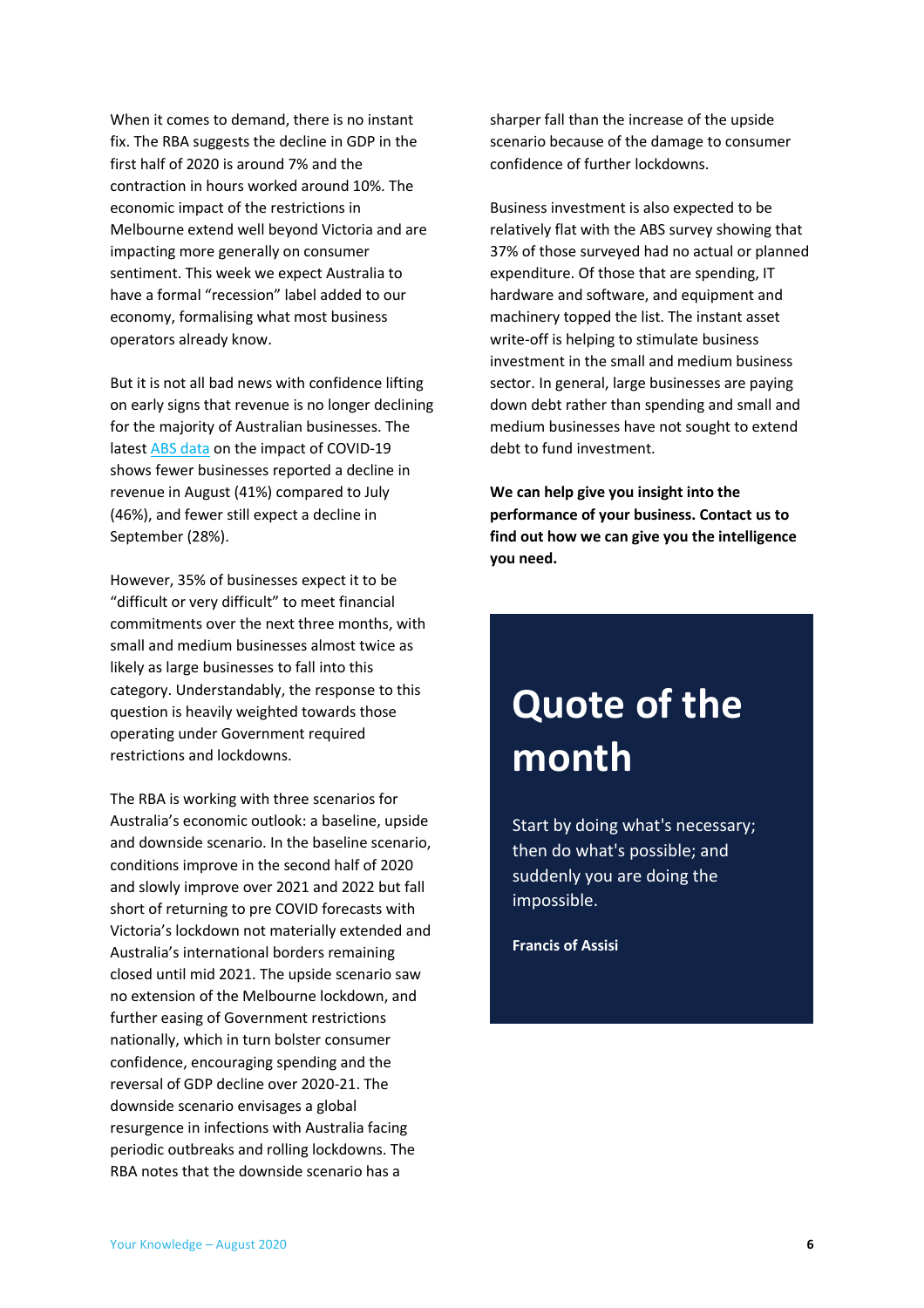When it comes to demand, there is no instant fix. The RBA suggests the decline in GDP in the first half of 2020 is around 7% and the contraction in hours worked around 10%. The economic impact of the restrictions in Melbourne extend well beyond Victoria and are impacting more generally on consumer sentiment. This week we expect Australia to have a formal "recession" label added to our economy, formalising what most business operators already know.

But it is not all bad news with confidence lifting on early signs that revenue is no longer declining for the majority of Australian businesses. The latest ABS data on the impact of COVID-19 shows fewer businesses reported a decline in revenue in August (41%) compared to July (46%), and fewer still expect a decline in September (28%).

However, 35% of businesses expect it to be "difficult or very difficult" to meet financial commitments over the next three months, with small and medium businesses almost twice as likely as large businesses to fall into this category. Understandably, the response to this question is heavily weighted towards those operating under Government required restrictions and lockdowns.

The RBA is working with three scenarios for Australia's economic outlook: a baseline, upside and downside scenario. In the baseline scenario, conditions improve in the second half of 2020 and slowly improve over 2021 and 2022 but fall short of returning to pre COVID forecasts with Victoria's lockdown not materially extended and Australia's international borders remaining closed until mid 2021. The upside scenario saw no extension of the Melbourne lockdown, and further easing of Government restrictions nationally, which in turn bolster consumer confidence, encouraging spending and the reversal of GDP decline over 2020-21. The downside scenario envisages a global resurgence in infections with Australia facing periodic outbreaks and rolling lockdowns. The RBA notes that the downside scenario has a sharper fall than the increase of the upside scenario because of the damage to consumer confidence of further lockdowns.

Business investment is also expected to be relatively flat with the ABS survey showing that 37% of those surveyed had no actual or planned expenditure. Of those that are spending, IT hardware and software, and equipment and machinery topped the list. The instant asset write-off is helping to stimulate business investment in the small and medium business sector. In general, large businesses are paying down debt rather than spending and small and medium businesses have not sought to extend debt to fund investment.

**We can help give you insight into the performance of your business. Contact us to find out how we can give you the intelligence you need.**

# Quote of the month

Start by doing what's necessary; then do what's possible; and suddenly you are doing the impossible.

**Francis of Assisi**